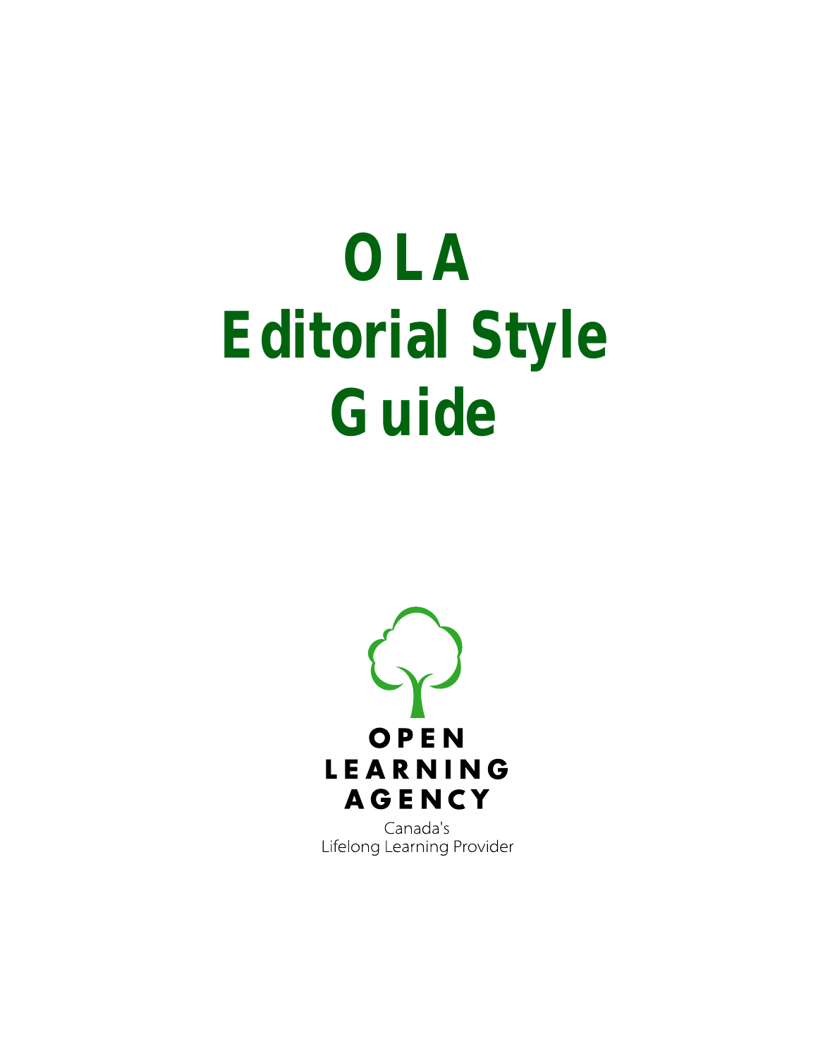# OLA Editorial Style Guide

OPEN LEARNING AGENCY

Canada's Lifelong Learning Provider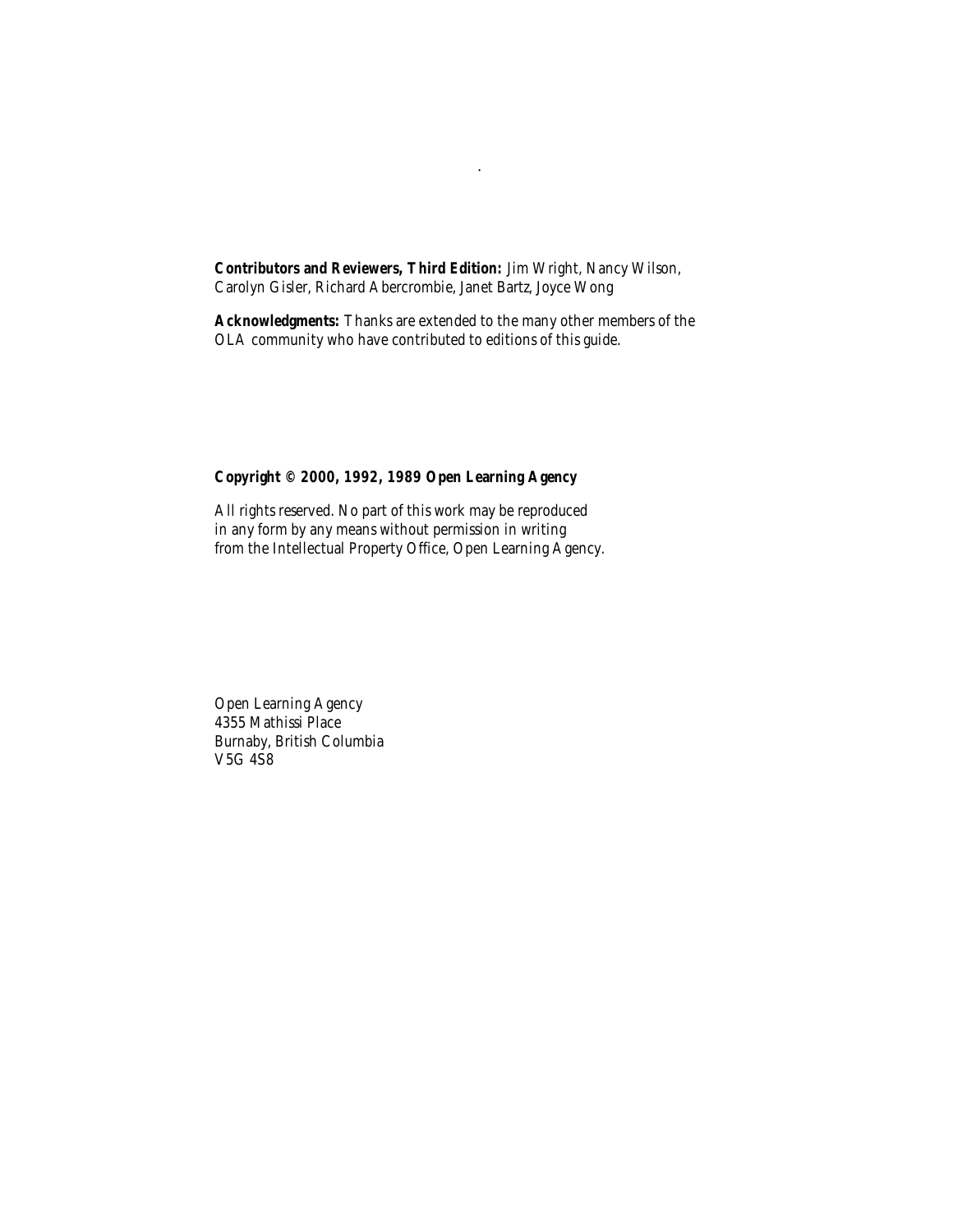**Contributors and Reviewers, Third Edition:** Jim Wright, Nancy Wilson, Carolyn Gisler, Richard Abercrombie, Janet Bartz, Joyce Wong

**Acknowledgments:** Thanks are extended to the many other members of the OLA community who have contributed to editions of this guide.

***Copyright © 2000, 1992, 1989 Open Learning Agency***

All rights reserved. No part of this work may be reproduced in any form by any means without permission in writing from the Intellectual Property Office, Open Learning Agency.

Open Learning Agency
4355 Mathissi Place
Burnaby, British Columbia
V5G 4S8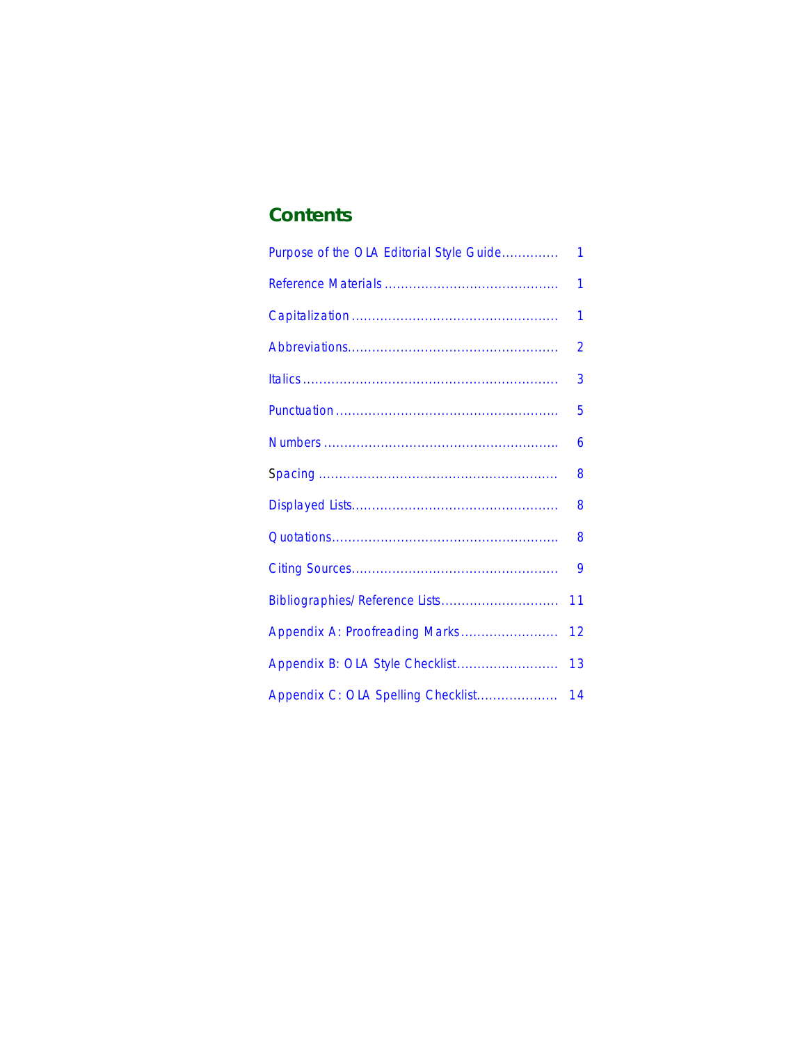## Contents

| | |
|---|---|
| Purpose of the OLA Editorial Style Guide | 1 |
| Reference Materials | 1 |
| Capitalization | 1 |
| Abbreviations | 2 |
| Italics | 3 |
| Punctuation | 5 |
| Numbers | 6 |
| Spacing | 8 |
| Displayed Lists | 8 |
| Quotations | 8 |
| Citing Sources | 9 |
| Bibliographies/Reference Lists | 11 |
| Appendix A: Proofreading Marks | 12 |
| Appendix B: OLA Style Checklist | 13 |
| Appendix C: OLA Spelling Checklist | 14 |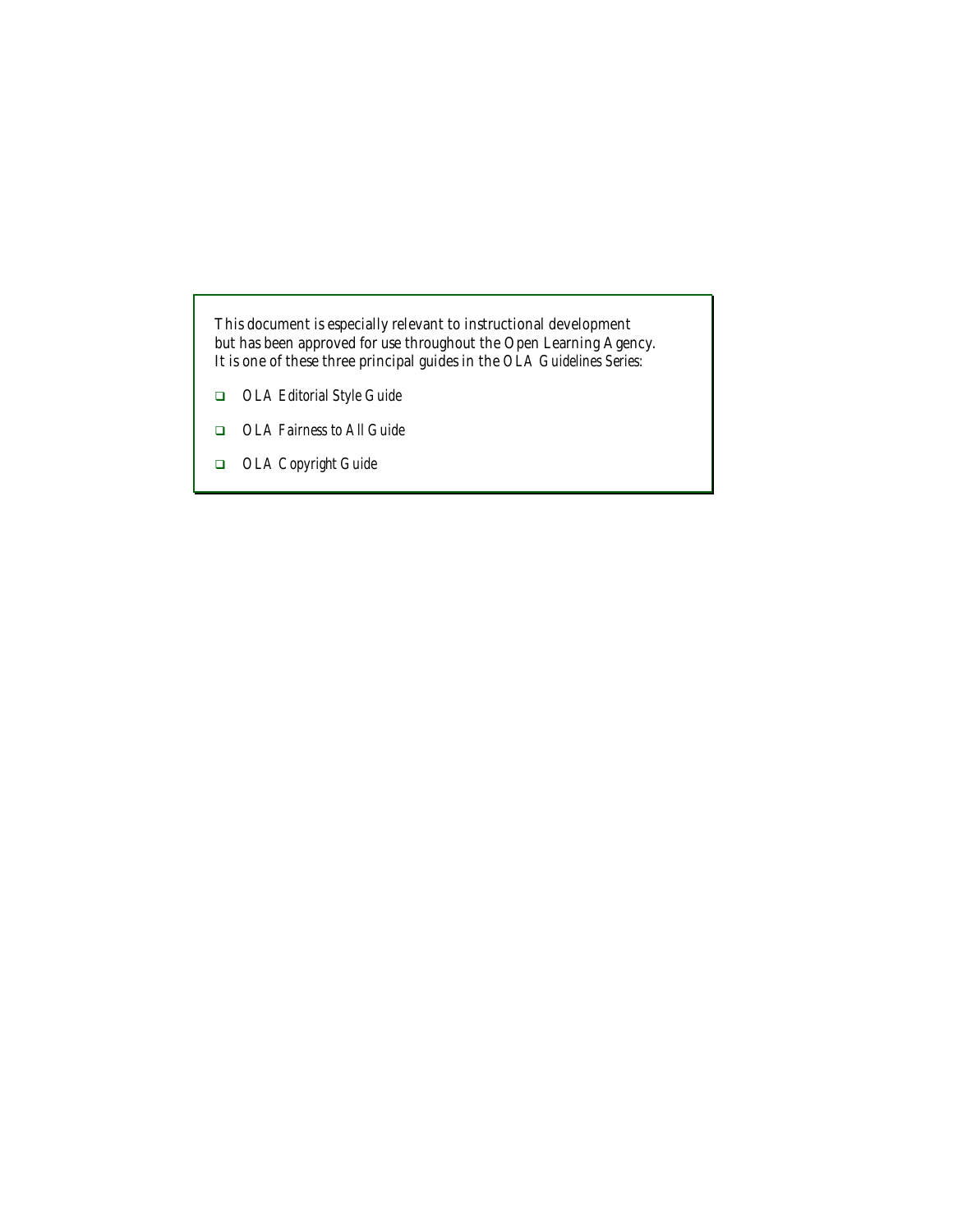This document is especially relevant to instructional development but has been approved for use throughout the Open Learning Agency. It is one of these three principal guides in the *OLA Guidelines Series*:

- *OLA Editorial Style Guide*
- *OLA Fairness to All Guide*
- *OLA Copyright Guide*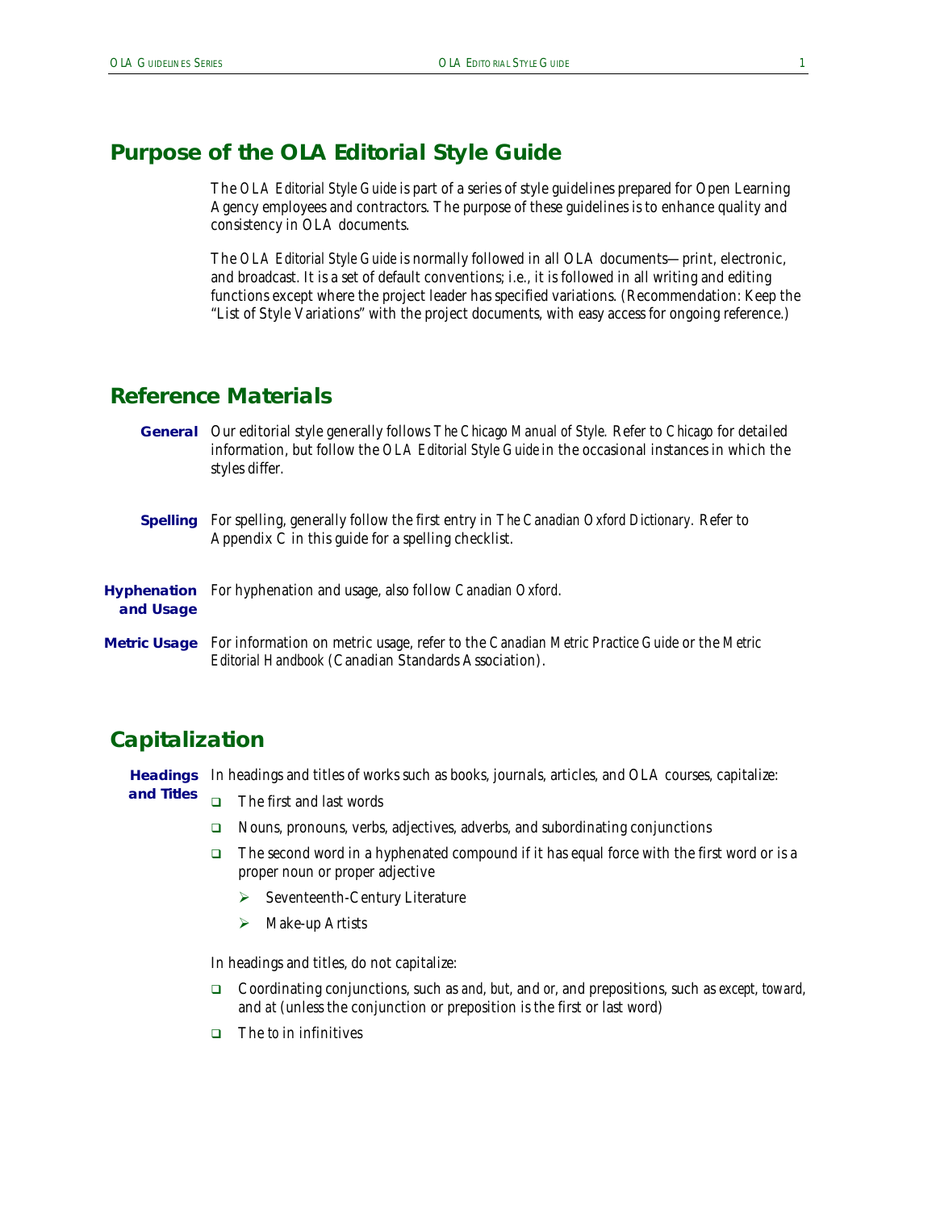## Purpose of the OLA Editorial Style Guide

The *OLA Editorial Style Guide* is part of a series of style guidelines prepared for Open Learning Agency employees and contractors. The purpose of these guidelines is to enhance quality and consistency in OLA documents.

The *OLA Editorial Style Guide* is normally followed in all OLA documents—print, electronic, and broadcast. It is a set of default conventions; i.e., it is followed in all writing and editing functions except where the project leader has specified variations. (Recommendation: Keep the "List of Style Variations" with the project documents, with easy access for ongoing reference.)

## Reference Materials

**General** Our editorial style generally follows *The Chicago Manual of Style.* Refer to *Chicago* for detailed information, but follow the *OLA Editorial Style Guide* in the occasional instances in which the styles differ.

**Spelling** For spelling, generally follow the first entry in *The Canadian Oxford Dictionary.* Refer to Appendix C in this guide for a spelling checklist.

**Hyphenation and Usage** For hyphenation and usage, also follow *Canadian Oxford.*

**Metric Usage** For information on metric usage, refer to the *Canadian Metric Practice Guide* or the *Metric Editorial Handbook* (Canadian Standards Association).

## Capitalization

**Headings and Titles** In headings and titles of works such as books, journals, articles, and OLA courses, capitalize:

- The first and last words
- Nouns, pronouns, verbs, adjectives, adverbs, and subordinating conjunctions
- The second word in a hyphenated compound if it has equal force with the first word or is a proper noun or proper adjective
  - Seventeenth-Century Literature
  - Make-up Artists

In headings and titles, do not capitalize:

- Coordinating conjunctions, such as *and*, *but*, and *or*, and prepositions, such as *except*, *toward*, and *at* (unless the conjunction or preposition is the first or last word)
- The *to* in infinitives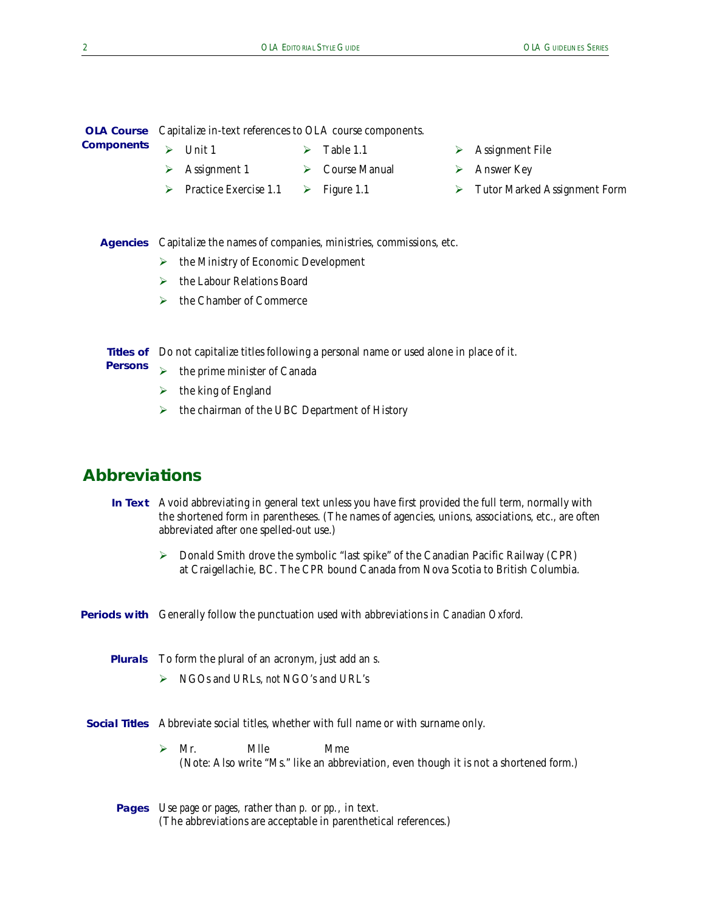**OLA Course Components** Capitalize in-text references to OLA course components.

- Unit 1
- Assignment 1
- Practice Exercise 1.1
- Table 1.1
- Course Manual
- Figure 1.1
- Assignment File
- Answer Key
- Tutor Marked Assignment Form

**Agencies** Capitalize the names of companies, ministries, commissions, etc.

- the Ministry of Economic Development
- the Labour Relations Board
- the Chamber of Commerce

**Titles of Persons** Do not capitalize titles following a personal name or used alone in place of it.

- the prime minister of Canada
- the king of England
- the chairman of the UBC Department of History

## Abbreviations

**In Text** Avoid abbreviating in general text unless you have first provided the full term, normally with the shortened form in parentheses. (The names of agencies, unions, associations, etc., are often abbreviated after one spelled-out use.)

- Donald Smith drove the symbolic "last spike" of the Canadian Pacific Railway (CPR) at Craigellachie, BC. The CPR bound Canada from Nova Scotia to British Columbia.

**Periods with** Generally follow the punctuation used with abbreviations in *Canadian Oxford*.

**Plurals** To form the plural of an acronym, just add an s.

- NGOs and URLs, *not* NGO's and URL's

**Social Titles** Abbreviate social titles, whether with full name or with surname only.

- Mr. Mlle Mme
  (Note: Also write "Ms." like an abbreviation, even though it is not a shortened form.)

**Pages** Use *page* or *pages*, rather than *p.* or *pp.*, in text.
(The abbreviations are acceptable in parenthetical references.)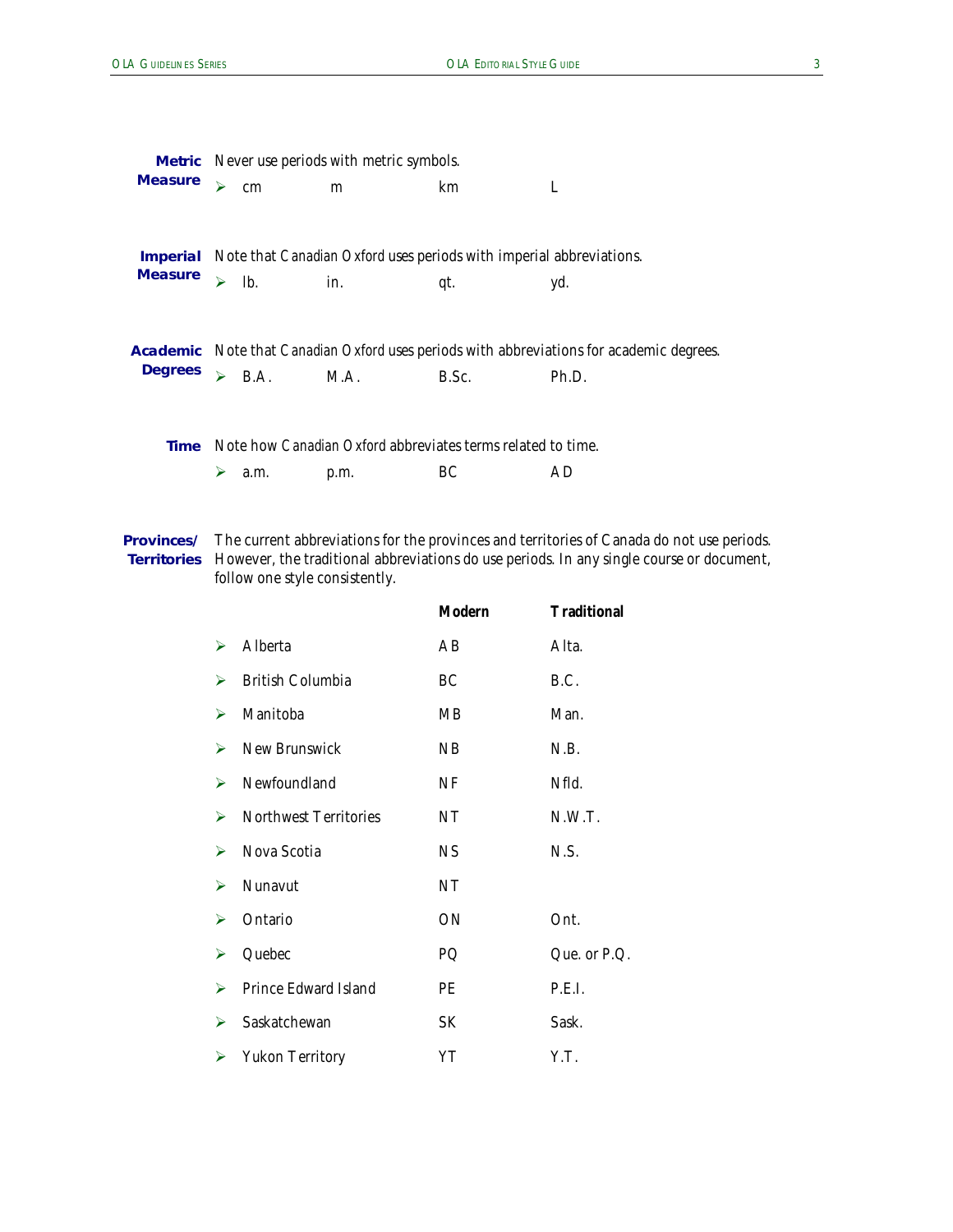**Metric Measure** Never use periods with metric symbols.

- cm m km L

**Imperial Measure** Note that *Canadian Oxford* uses periods with imperial abbreviations.

- lb. in. qt. yd.

**Academic Degrees** Note that *Canadian Oxford* uses periods with abbreviations for academic degrees.

- B.A. M.A. B.Sc. Ph.D.

**Time** Note how *Canadian Oxford* abbreviates terms related to time.

- a.m. p.m. BC AD

**Provinces/ Territories** The current abbreviations for the provinces and territories of Canada do not use periods. However, the traditional abbreviations do use periods. In any single course or document, follow one style consistently.

| | Modern | Traditional |
|---|---|---|
| Alberta | AB | Alta. |
| British Columbia | BC | B.C. |
| Manitoba | MB | Man. |
| New Brunswick | NB | N.B. |
| Newfoundland | NF | Nfld. |
| Northwest Territories | NT | N.W.T. |
| Nova Scotia | NS | N.S. |
| Nunavut | NT | |
| Ontario | ON | Ont. |
| Quebec | PQ | Que. or P.Q. |
| Prince Edward Island | PE | P.E.I. |
| Saskatchewan | SK | Sask. |
| Yukon Territory | YT | Y.T. |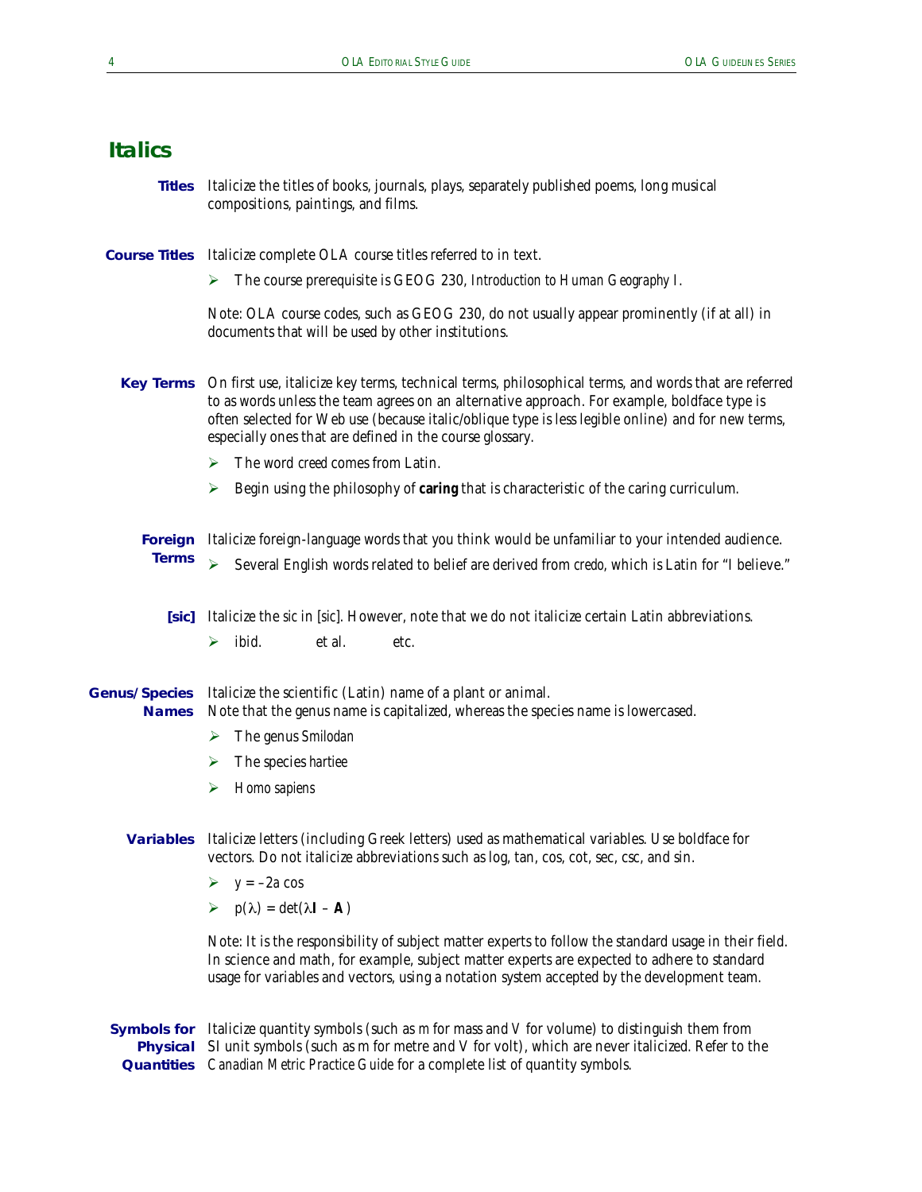## Italics

**Titles** Italicize the titles of books, journals, plays, separately published poems, long musical compositions, paintings, and films.

**Course Titles** Italicize complete OLA course titles referred to in text.

- The course prerequisite is GEOG 230, *Introduction to Human Geography I*.

Note: OLA course codes, such as GEOG 230, do not usually appear prominently (if at all) in documents that will be used by other institutions.

**Key Terms** On first use, italicize key terms, technical terms, philosophical terms, and words that are referred to as words unless the team agrees on an alternative approach. For example, boldface type is often selected for Web use (because italic/oblique type is less legible online) and for new terms, especially ones that are defined in the course glossary.

- The word *creed* comes from Latin.
- Begin using the philosophy of **caring** that is characteristic of the caring curriculum.

**Foreign Terms** Italicize foreign-language words that you think would be unfamiliar to your intended audience.

- Several English words related to belief are derived from *credo*, which is Latin for "I believe."

**[sic]** Italicize the sic in [*sic*]. However, note that we do not italicize certain Latin abbreviations.

- ibid. et al. etc.

**Genus/Species Names** Italicize the scientific (Latin) name of a plant or animal. Note that the genus name is capitalized, whereas the species name is lowercased.

- The genus *Smilodan*
- The species *hartiee*
- *Homo sapiens*

**Variables** Italicize letters (including Greek letters) used as mathematical variables. Use boldface for vectors. Do not italicize abbreviations such as log, tan, cos, cot, sec, csc, and sin.

- $y = -2a \cos$
- $p(\lambda) = \det(\lambda \mathbf{I} - \mathbf{A})$

Note: It is the responsibility of subject matter experts to follow the standard usage in their field. In science and math, for example, subject matter experts are expected to adhere to standard usage for variables and vectors, using a notation system accepted by the development team.

**Symbols for Physical Quantities** Italicize quantity symbols (such as *m* for mass and *V* for volume) to distinguish them from SI unit symbols (such as m for metre and V for volt), which are never italicized. Refer to the *Canadian Metric Practice Guide* for a complete list of quantity symbols.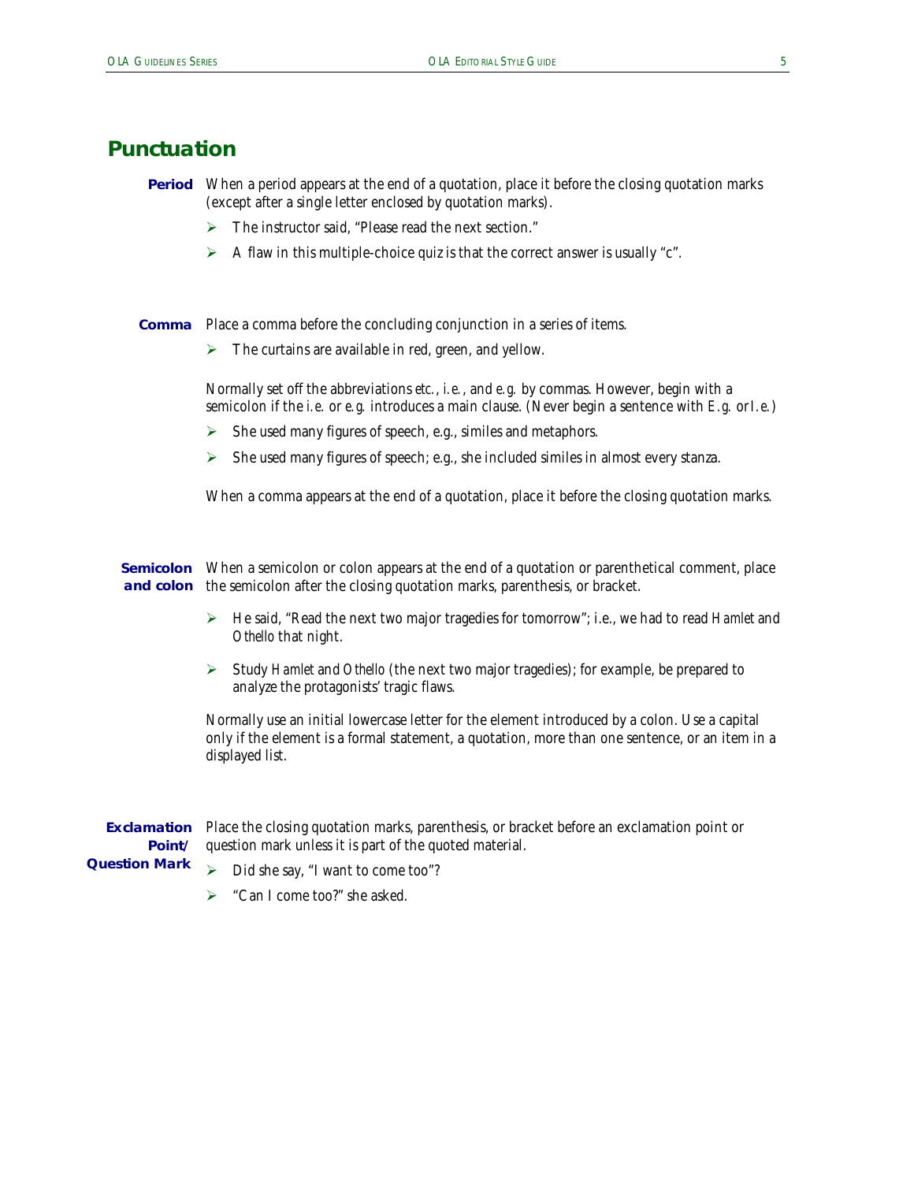## Punctuation

**Period**

When a period appears at the end of a quotation, place it before the closing quotation marks (except after a single letter enclosed by quotation marks).

- The instructor said, "Please read the next section."
- A flaw in this multiple-choice quiz is that the correct answer is usually "c".

**Comma**

Place a comma before the concluding conjunction in a series of items.

- The curtains are available in red, green, and yellow.

Normally set off the abbreviations *etc.*, *i.e.*, and *e.g.* by commas. However, begin with a semicolon if the *i.e.* or *e.g.* introduces a main clause. (Never begin a sentence with *E.g.* or *I.e.*)

- She used many figures of speech, e.g., similes and metaphors.
- She used many figures of speech; e.g., she included similes in almost every stanza.

When a comma appears at the end of a quotation, place it before the closing quotation marks.

**Semicolon and colon**

When a semicolon or colon appears at the end of a quotation or parenthetical comment, place the semicolon after the closing quotation marks, parenthesis, or bracket.

- He said, "Read the next two major tragedies for tomorrow"; i.e., we had to read *Hamlet* and *Othello* that night.
- Study *Hamlet* and *Othello* (the next two major tragedies); for example, be prepared to analyze the protagonists' tragic flaws.

Normally use an initial lowercase letter for the element introduced by a colon. Use a capital only if the element is a formal statement, a quotation, more than one sentence, or an item in a displayed list.

**Exclamation Point/ Question Mark**

Place the closing quotation marks, parenthesis, or bracket before an exclamation point or question mark unless it is part of the quoted material.

- Did she say, "I want to come too"?
- "Can I come too?" she asked.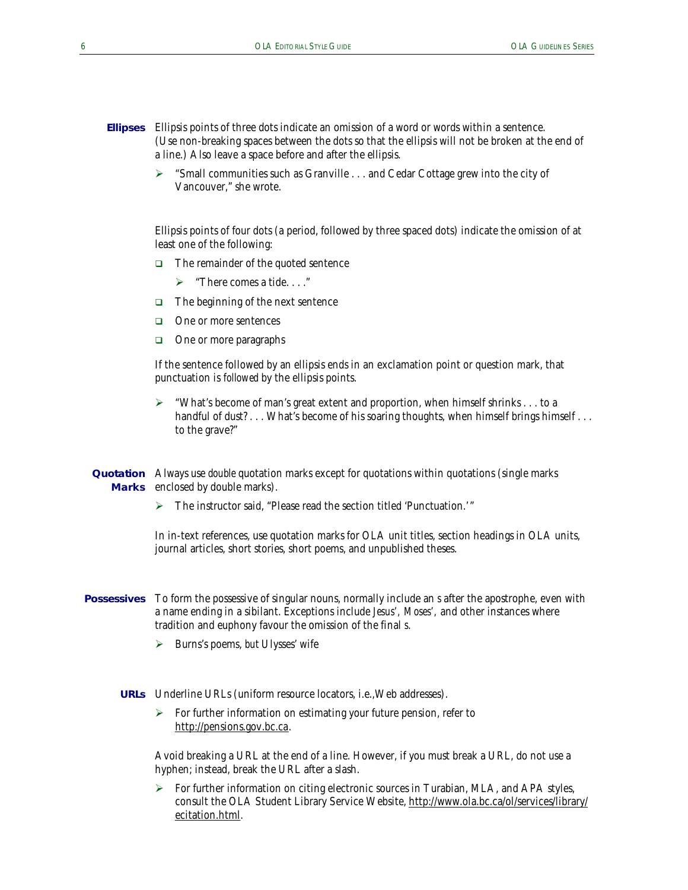**Ellipses** Ellipsis points of three dots indicate an omission of a word or words within a sentence. (Use non-breaking spaces between the dots so that the ellipsis will not be broken at the end of a line.) Also leave a space before and after the ellipsis.

- "Small communities such as Granville . . . and Cedar Cottage grew into the city of Vancouver," she wrote.

Ellipsis points of four dots (a period, followed by three spaced dots) indicate the omission of at least one of the following:

- The remainder of the quoted sentence
  - "There comes a tide. . . ."
- The beginning of the next sentence
- One or more sentences
- One or more paragraphs

If the sentence followed by an ellipsis ends in an exclamation point or question mark, that punctuation is *followed* by the ellipsis points.

- "What's become of man's great extent and proportion, when himself shrinks . . . to a handful of dust? . . . What's become of his soaring thoughts, when himself brings himself . . . to the grave?"

**Quotation Marks** Always use *double* quotation marks except for quotations within quotations (single marks enclosed by double marks).

- The instructor said, "Please read the section titled 'Punctuation.' "

In in-text references, use quotation marks for OLA unit titles, section headings in OLA units, journal articles, short stories, short poems, and unpublished theses.

**Possessives** To form the possessive of singular nouns, normally include an *s* after the apostrophe, even with a name ending in a sibilant. Exceptions include *Jesus'*, *Moses'*, and other instances where tradition and euphony favour the omission of the final *s*.

- Burns's poems, *but* Ulysses' wife

**URLs** Underline URLs (uniform resource locators, i.e.,Web addresses).

- For further information on estimating your future pension, refer to <u>http://pensions.gov.bc.ca</u>.

Avoid breaking a URL at the end of a line. However, if you must break a URL, do not use a hyphen; instead, break the URL after a slash.

- For further information on citing electronic sources in Turabian, MLA, and APA styles, consult the OLA Student Library Service Website, <u>http://www.ola.bc.ca/ol/services/library/ecitation.html</u>.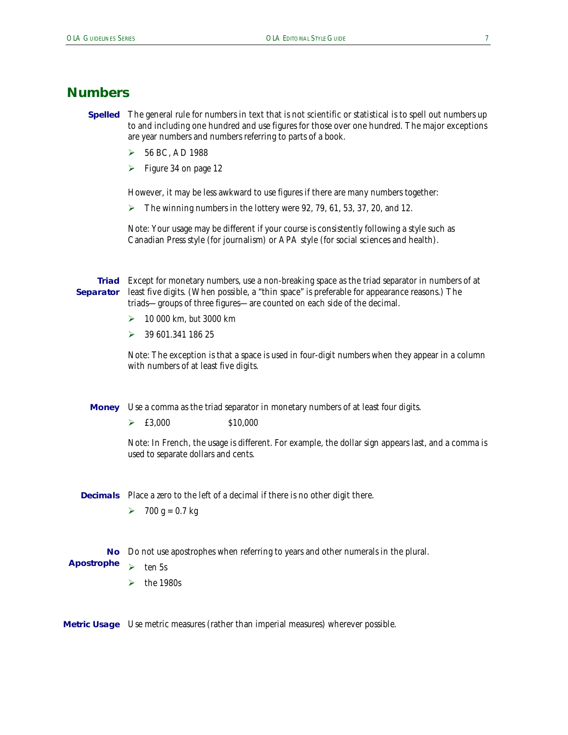# Numbers

**Spelled** The general rule for numbers in text that is not scientific or statistical is to spell out numbers up to and including one hundred and use figures for those over one hundred. The major exceptions are year numbers and numbers referring to parts of a book.

- 56 BC, AD 1988
- Figure 34 on page 12

However, it may be less awkward to use figures if there are many numbers together:

- The winning numbers in the lottery were 92, 79, 61, 53, 37, 20, and 12.

Note: Your usage may be different if your course is consistently following a style such as Canadian Press style (for journalism) or APA style (for social sciences and health).

**Triad Separator** Except for monetary numbers, use a non-breaking space as the triad separator in numbers of at least five digits. (When possible, a "thin space" is preferable for appearance reasons.) The triads—groups of three figures—are counted on each side of the decimal.

- 10 000 km, but 3000 km
- 39 601.341 186 25

Note: The exception is that a space is used in four-digit numbers when they appear in a column with numbers of at least five digits.

**Money** Use a comma as the triad separator in monetary numbers of at least four digits.

- £3,000 $10,000

Note: In French, the usage is different. For example, the dollar sign appears last, and a comma is used to separate dollars and cents.

**Decimals** Place a zero to the left of a decimal if there is no other digit there.

- 700 g = 0.7 kg

**No Apostrophe** Do not use apostrophes when referring to years and other numerals in the plural.

- ten 5s
- the 1980s

**Metric Usage** Use metric measures (rather than imperial measures) wherever possible.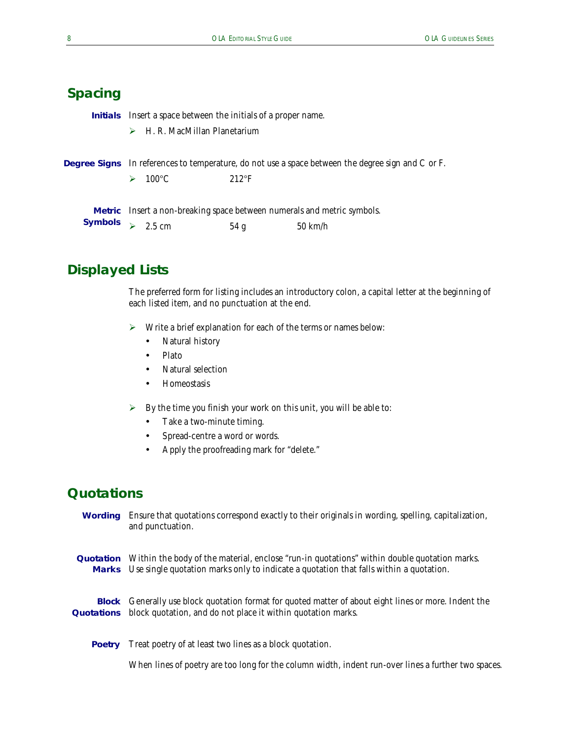## Spacing

**Initials** Insert a space between the initials of a proper name.

- H. R. MacMillan Planetarium

**Degree Signs** In references to temperature, do not use a space between the degree sign and C or F.

- 100°C      212°F

**Metric Symbols** Insert a non-breaking space between numerals and metric symbols.

- 2.5 cm      54 g      50 km/h

## Displayed Lists

The preferred form for listing includes an introductory colon, a capital letter at the beginning of each listed item, and no punctuation at the end.

- Write a brief explanation for each of the terms or names below:
  - Natural history
  - Plato
  - Natural selection
  - Homeostasis

- By the time you finish your work on this unit, you will be able to:
  - Take a two-minute timing.
  - Spread-centre a word or words.
  - Apply the proofreading mark for "delete."

## Quotations

**Wording** Ensure that quotations correspond exactly to their originals in wording, spelling, capitalization, and punctuation.

**Quotation Marks** Within the body of the material, enclose "run-in quotations" within double quotation marks. Use single quotation marks only to indicate a quotation that falls within a quotation.

**Block Quotations** Generally use block quotation format for quoted matter of about eight lines or more. Indent the block quotation, and do not place it within quotation marks.

**Poetry** Treat poetry of at least two lines as a block quotation.

When lines of poetry are too long for the column width, indent run-over lines a further two spaces.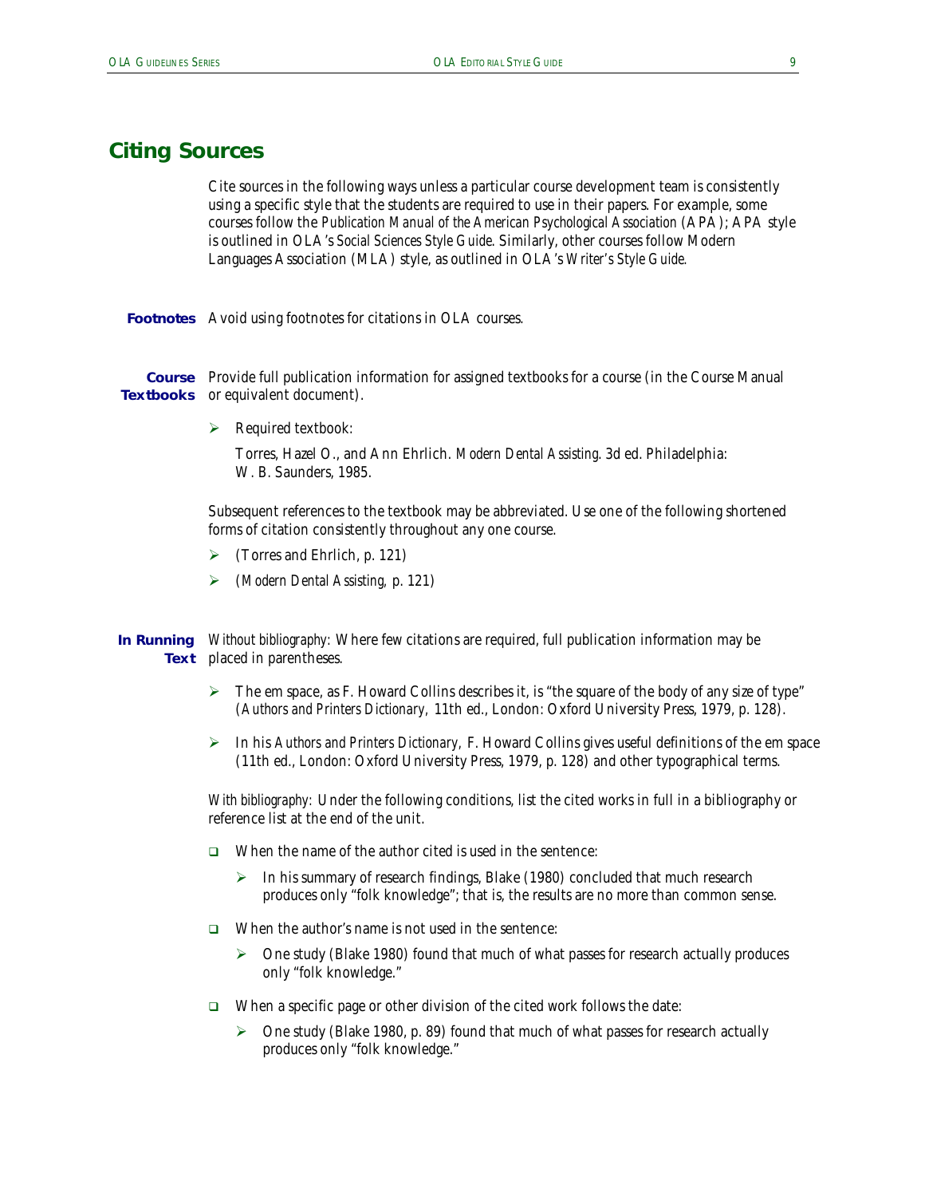## Citing Sources

Cite sources in the following ways unless a particular course development team is consistently using a specific style that the students are required to use in their papers. For example, some courses follow the *Publication Manual of the American Psychological Association* (APA); APA style is outlined in OLA's *Social Sciences Style Guide*. Similarly, other courses follow Modern Languages Association (MLA) style, as outlined in OLA's *Writer's Style Guide*.

**Footnotes** Avoid using footnotes for citations in OLA courses.

**Course Textbooks** Provide full publication information for assigned textbooks for a course (in the Course Manual or equivalent document).

- Required textbook:

  Torres, Hazel O., and Ann Ehrlich. *Modern Dental Assisting*. 3d ed. Philadelphia: W. B. Saunders, 1985.

Subsequent references to the textbook may be abbreviated. Use one of the following shortened forms of citation consistently throughout any one course.

- (Torres and Ehrlich, p. 121)
- (*Modern Dental Assisting*, p. 121)

**In Running Text** *Without bibliography:* Where few citations are required, full publication information may be placed in parentheses.

- The em space, as F. Howard Collins describes it, is "the square of the body of any size of type" (*Authors and Printers Dictionary*, 11th ed., London: Oxford University Press, 1979, p. 128).
- In his *Authors and Printers Dictionary*, F. Howard Collins gives useful definitions of the em space (11th ed., London: Oxford University Press, 1979, p. 128) and other typographical terms.

*With bibliography:* Under the following conditions, list the cited works in full in a bibliography or reference list at the end of the unit.

- When the name of the author cited is used in the sentence:
  - In his summary of research findings, Blake (1980) concluded that much research produces only "folk knowledge"; that is, the results are no more than common sense.
- When the author's name is not used in the sentence:
  - One study (Blake 1980) found that much of what passes for research actually produces only "folk knowledge."
- When a specific page or other division of the cited work follows the date:
  - One study (Blake 1980, p. 89) found that much of what passes for research actually produces only "folk knowledge."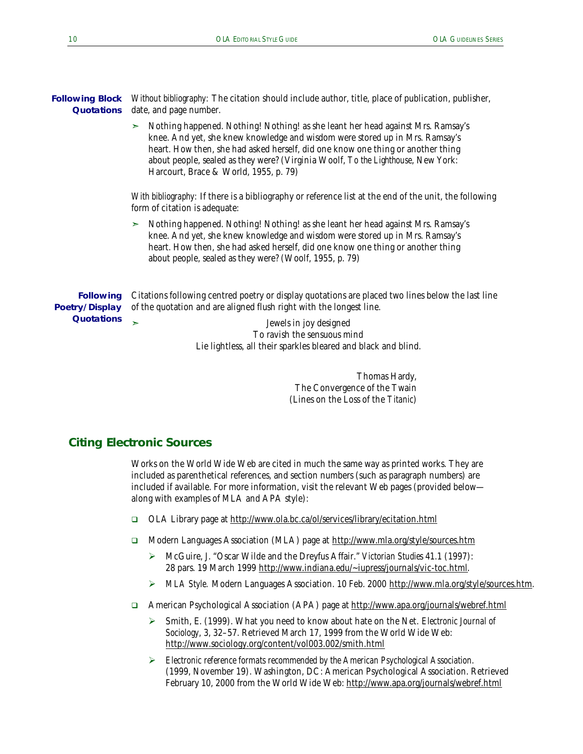**Following Block Quotations**

*Without bibliography:* The citation should include author, title, place of publication, publisher, date, and page number.

> ➢ Nothing happened. Nothing! Nothing! as she leant her head against Mrs. Ramsay's knee. And yet, she knew knowledge and wisdom were stored up in Mrs. Ramsay's heart. How then, she had asked herself, did one know one thing or another thing about people, sealed as they were? (Virginia Woolf, *To the Lighthouse*, New York: Harcourt, Brace & World, 1955, p. 79)

*With bibliography:* If there is a bibliography or reference list at the end of the unit, the following form of citation is adequate:

> ➢ Nothing happened. Nothing! Nothing! as she leant her head against Mrs. Ramsay's knee. And yet, she knew knowledge and wisdom were stored up in Mrs. Ramsay's heart. How then, she had asked herself, did one know one thing or another thing about people, sealed as they were? (Woolf, 1955, p. 79)

**Following Poetry/Display Quotations**

Citations following centred poetry or display quotations are placed two lines below the last line of the quotation and are aligned flush right with the longest line.

➢

Jewels in joy designed  
To ravish the sensuous mind  
Lie lightless, all their sparkles bleared and black and blind.

Thomas Hardy,  
The Convergence of the Twain  
(Lines on the Loss of the *Titanic*)

## Citing Electronic Sources

Works on the World Wide Web are cited in much the same way as printed works. They are included as parenthetical references, and section numbers (such as paragraph numbers) are included if available. For more information, visit the relevant Web pages (provided below—along with examples of MLA and APA style):

- OLA Library page at http://www.ola.bc.ca/ol/services/library/ecitation.html
- Modern Languages Association (MLA) page at http://www.mla.org/style/sources.htm
  - McGuire, J. "Oscar Wilde and the Dreyfus Affair." *Victorian Studies* 41.1 (1997): 28 pars. 19 March 1999 http://www.indiana.edu/~iupress/journals/vic-toc.html.
  - *MLA Style.* Modern Languages Association. 10 Feb. 2000 http://www.mla.org/style/sources.htm.
- American Psychological Association (APA) page at http://www.apa.org/journals/webref.html
  - Smith, E. (1999). What you need to know about hate on the Net. *Electronic Journal of Sociology*, 3, 32–57. Retrieved March 17, 1999 from the World Wide Web: http://www.sociology.org/content/vol003.002/smith.html
  - *Electronic reference formats recommended by the American Psychological Association*. (1999, November 19). Washington, DC: American Psychological Association. Retrieved February 10, 2000 from the World Wide Web: http://www.apa.org/journals/webref.html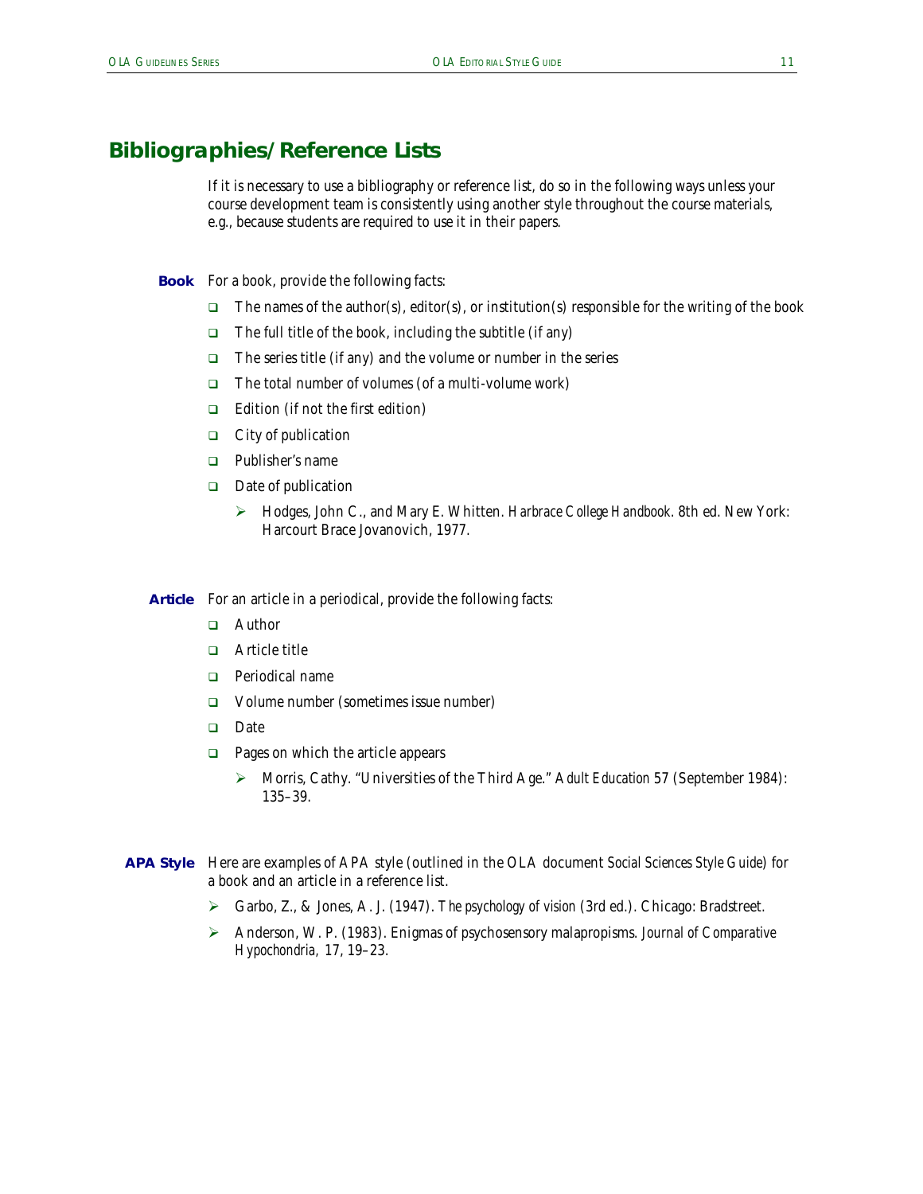## Bibliographies/Reference Lists

If it is necessary to use a bibliography or reference list, do so in the following ways unless your course development team is consistently using another style throughout the course materials, e.g., because students are required to use it in their papers.

**Book** For a book, provide the following facts:

- The names of the author(s), editor(s), or institution(s) responsible for the writing of the book
- The full title of the book, including the subtitle (if any)
- The series title (if any) and the volume or number in the series
- The total number of volumes (of a multi-volume work)
- Edition (if not the first edition)
- City of publication
- Publisher's name
- Date of publication
  - Hodges, John C., and Mary E. Whitten. *Harbrace College Handbook*. 8th ed. New York: Harcourt Brace Jovanovich, 1977.

**Article** For an article in a periodical, provide the following facts:

- Author
- Article title
- Periodical name
- Volume number (sometimes issue number)
- Date
- Pages on which the article appears
  - Morris, Cathy. "Universities of the Third Age." *Adult Education* 57 (September 1984): 135–39.

**APA Style** Here are examples of APA style (outlined in the OLA document *Social Sciences Style Guide*) for a book and an article in a reference list.

- Garbo, Z., & Jones, A. J. (1947). *The psychology of vision* (3rd ed.). Chicago: Bradstreet.
- Anderson, W. P. (1983). Enigmas of psychosensory malapropisms. *Journal of Comparative Hypochondria, 17*, 19–23.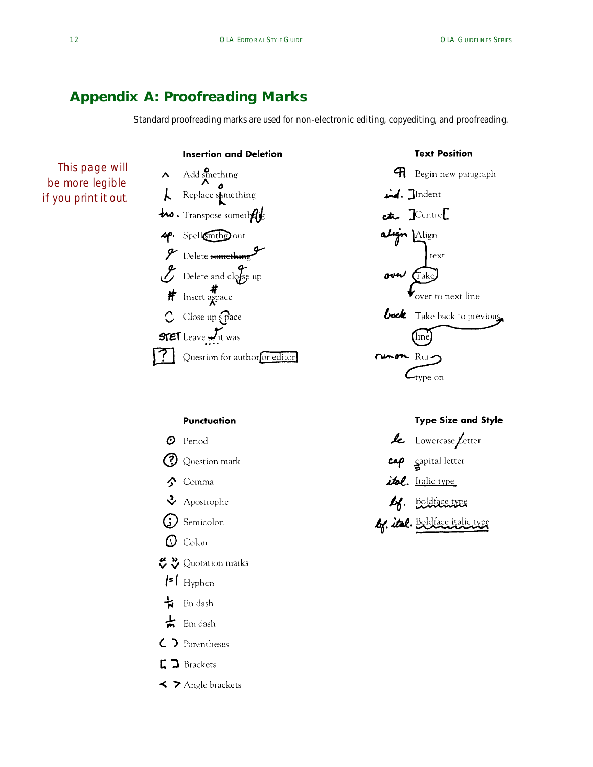## Appendix A: Proofreading Marks

Standard proofreading marks are used for non-electronic editing, copyediting, and proofreading.

This page will be more legible if you print it out.

### Insertion and Deletion

- ^ Add something
- Replace something
- tr. Transpose something
- sp. Spell smthg out
- Delete something
- Delete and close up
- # Insert a space
- Close up s pace
- STET Leave as it was
- ? Question for author or editor

### Text Position

- ¶ Begin new paragraph
- ind. Indent
- ctr. Centre
- align Align text
- over Take over to next line
- back Take back to previous line
- run on Run type on

### Punctuation

- Period
- Question mark
- Comma
- Apostrophe
- Semicolon
- Colon
- Quotation marks
- Hyphen
- En dash
- Em dash
- ( ) Parentheses
- [ ] Brackets
- < > Angle brackets

### Type Size and Style

- lc Lowercase Letter
- cap capital letter
- ital. Italic type
- bf. Boldface type
- bf. ital. Boldface italic type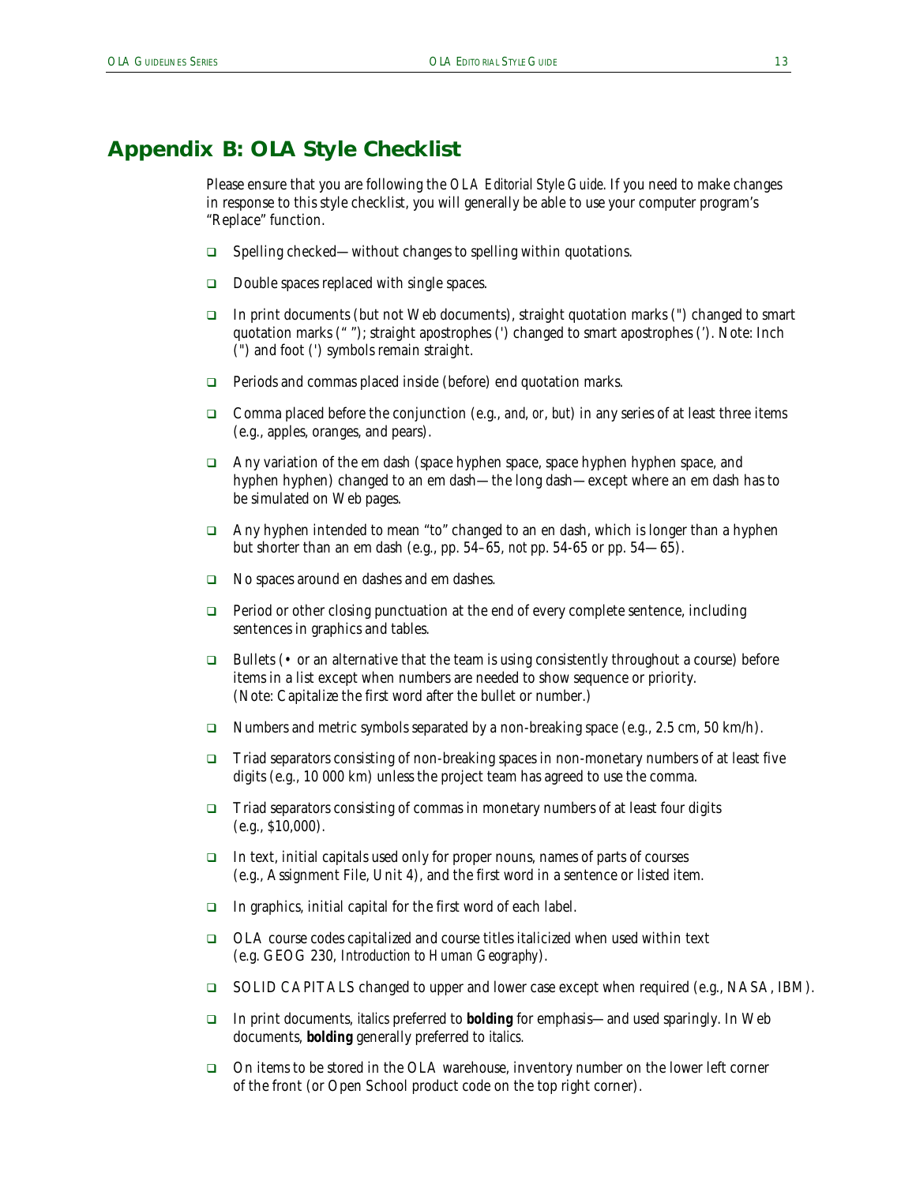## Appendix B: OLA Style Checklist

Please ensure that you are following the *OLA Editorial Style Guide*. If you need to make changes in response to this style checklist, you will generally be able to use your computer program's "Replace" function.

- ❑ Spelling checked—without changes to spelling within quotations.
- ❑ Double spaces replaced with single spaces.
- ❑ In print documents (but not Web documents), straight quotation marks (") changed to smart quotation marks (" "); straight apostrophes (') changed to smart apostrophes ('). Note: Inch (") and foot (') symbols remain straight.
- ❑ Periods and commas placed inside (before) end quotation marks.
- ❑ Comma placed before the conjunction (e.g., *and*, *or*, *but*) in any series of at least three items (e.g., apples, oranges, and pears).
- ❑ Any variation of the em dash (space hyphen space, space hyphen hyphen space, and hyphen hyphen) changed to an em dash—the long dash—except where an em dash has to be simulated on Web pages.
- ❑ Any hyphen intended to mean "to" changed to an en dash, which is longer than a hyphen but shorter than an em dash (e.g., pp. 54–65, *not* pp. 54-65 or pp. 54—65).
- ❑ No spaces around en dashes and em dashes.
- ❑ Period or other closing punctuation at the end of every complete sentence, including sentences in graphics and tables.
- ❑ Bullets (• or an alternative that the team is using consistently throughout a course) before items in a list except when numbers are needed to show sequence or priority. (Note: Capitalize the first word after the bullet or number.)
- ❑ Numbers and metric symbols separated by a non-breaking space (e.g., 2.5 cm, 50 km/h).
- ❑ Triad separators consisting of non-breaking spaces in non-monetary numbers of at least five digits (e.g., 10 000 km) unless the project team has agreed to use the comma.
- ❑ Triad separators consisting of commas in monetary numbers of at least four digits (e.g., $10,000).
- ❑ In text, initial capitals used only for proper nouns, names of parts of courses (e.g., Assignment File, Unit 4), and the first word in a sentence or listed item.
- ❑ In graphics, initial capital for the first word of each label.
- ❑ OLA course codes capitalized and course titles italicized when used within text (e.g. GEOG 230, *Introduction to Human Geography*).
- ❑ SOLID CAPITALS changed to upper and lower case except when required (e.g., NASA, IBM).
- ❑ In print documents, *italics* preferred to **bolding** for emphasis—and used sparingly. In Web documents, **bolding** generally preferred to *italics*.
- ❑ On items to be stored in the OLA warehouse, inventory number on the lower left corner of the front (or Open School product code on the top right corner).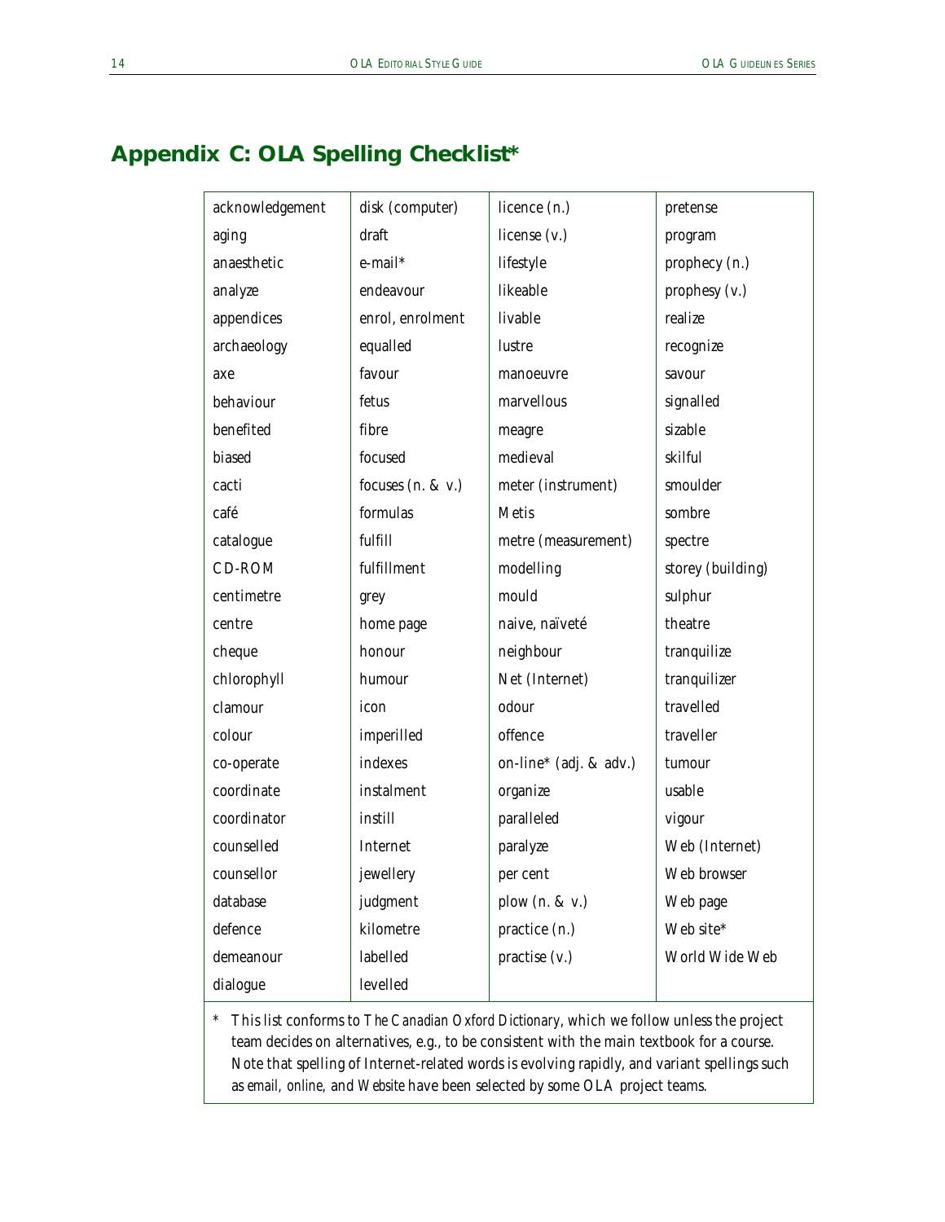## Appendix C: OLA Spelling Checklist*

| | | | |
|---|---|---|---|
| acknowledgement | disk (computer) | licence (n.) | pretense |
| aging | draft | license (v.) | program |
| anaesthetic | e-mail* | lifestyle | prophecy (n.) |
| analyze | endeavour | likeable | prophesy (v.) |
| appendices | enrol, enrolment | livable | realize |
| archaeology | equalled | lustre | recognize |
| axe | favour | manoeuvre | savour |
| behaviour | fetus | marvellous | signalled |
| benefited | fibre | meagre | sizable |
| biased | focused | medieval | skilful |
| cacti | focuses (n. & v.) | meter (instrument) | smoulder |
| café | formulas | Metis | sombre |
| catalogue | fulfill | metre (measurement) | spectre |
| CD-ROM | fulfillment | modelling | storey (building) |
| centimetre | grey | mould | sulphur |
| centre | home page | naive, naïveté | theatre |
| cheque | honour | neighbour | tranquilize |
| chlorophyll | humour | Net (Internet) | tranquilizer |
| clamour | icon | odour | travelled |
| colour | imperilled | offence | traveller |
| co-operate | indexes | on-line* (adj. & adv.) | tumour |
| coordinate | instalment | organize | usable |
| coordinator | instill | paralleled | vigour |
| counselled | Internet | paralyze | Web (Internet) |
| counsellor | jewellery | per cent | Web browser |
| database | judgment | plow (n. & v.) | Web page |
| defence | kilometre | practice (n.) | Web site* |
| demeanour | labelled | practise (v.) | World Wide Web |
| dialogue | levelled | | |

\* This list conforms to *The Canadian Oxford Dictionary*, which we follow unless the project team decides on alternatives, e.g., to be consistent with the main textbook for a course. Note that spelling of Internet-related words is evolving rapidly, and variant spellings such as *email*, *online*, and *Website* have been selected by some OLA project teams.